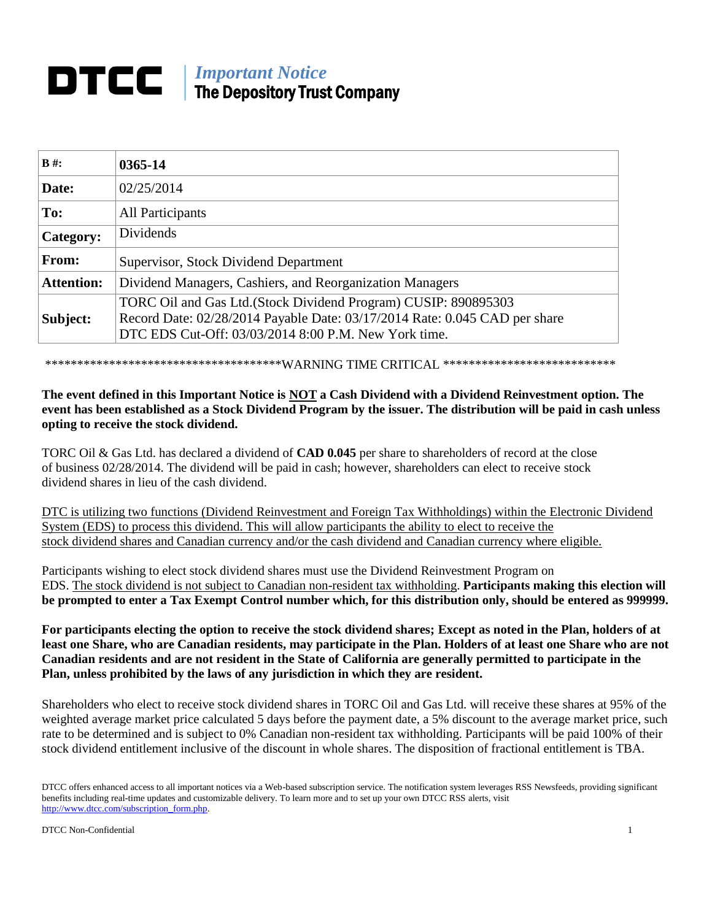# DTCC | *Important Notice*
## The Depository Trust Company

| B #: | 0365-14 |
|---|---|
| Date: | 02/25/2014 |
| To: | All Participants |
| Category: | Dividends |
| From: | Supervisor, Stock Dividend Department |
| Attention: | Dividend Managers, Cashiers, and Reorganization Managers |
| Subject: | TORC Oil and Gas Ltd.(Stock Dividend Program) CUSIP: 890895303<br>Record Date: 02/28/2014 Payable Date: 03/17/2014 Rate: 0.045 CAD per share<br>DTC EDS Cut-Off: 03/03/2014 8:00 P.M. New York time. |

*************************************WARNING TIME CRITICAL ***************************

**The event defined in this Important Notice is <u>NOT</u> a Cash Dividend with a Dividend Reinvestment option. The event has been established as a Stock Dividend Program by the issuer. The distribution will be paid in cash unless opting to receive the stock dividend.**

TORC Oil & Gas Ltd. has declared a dividend of **CAD 0.045** per share to shareholders of record at the close of business 02/28/2014. The dividend will be paid in cash; however, shareholders can elect to receive stock dividend shares in lieu of the cash dividend.

<u>DTC is utilizing two functions (Dividend Reinvestment and Foreign Tax Withholdings) within the Electronic Dividend System (EDS) to process this dividend. This will allow participants the ability to elect to receive the stock dividend shares and Canadian currency and/or the cash dividend and Canadian currency where eligible.</u>

Participants wishing to elect stock dividend shares must use the Dividend Reinvestment Program on EDS. <u>The stock dividend is not subject to Canadian non-resident tax withholding</u>. **Participants making this election will be prompted to enter a Tax Exempt Control number which, for this distribution only, should be entered as 999999.**

**For participants electing the option to receive the stock dividend shares; Except as noted in the Plan, holders of at least one Share, who are Canadian residents, may participate in the Plan. Holders of at least one Share who are not Canadian residents and are not resident in the State of California are generally permitted to participate in the Plan, unless prohibited by the laws of any jurisdiction in which they are resident.**

Shareholders who elect to receive stock dividend shares in TORC Oil and Gas Ltd. will receive these shares at 95% of the weighted average market price calculated 5 days before the payment date, a 5% discount to the average market price, such rate to be determined and is subject to 0% Canadian non-resident tax withholding. Participants will be paid 100% of their stock dividend entitlement inclusive of the discount in whole shares. The disposition of fractional entitlement is TBA.

DTCC offers enhanced access to all important notices via a Web-based subscription service. The notification system leverages RSS Newsfeeds, providing significant benefits including real-time updates and customizable delivery. To learn more and to set up your own DTCC RSS alerts, visit http://www.dtcc.com/subscription_form.php.

DTCC Non-Confidential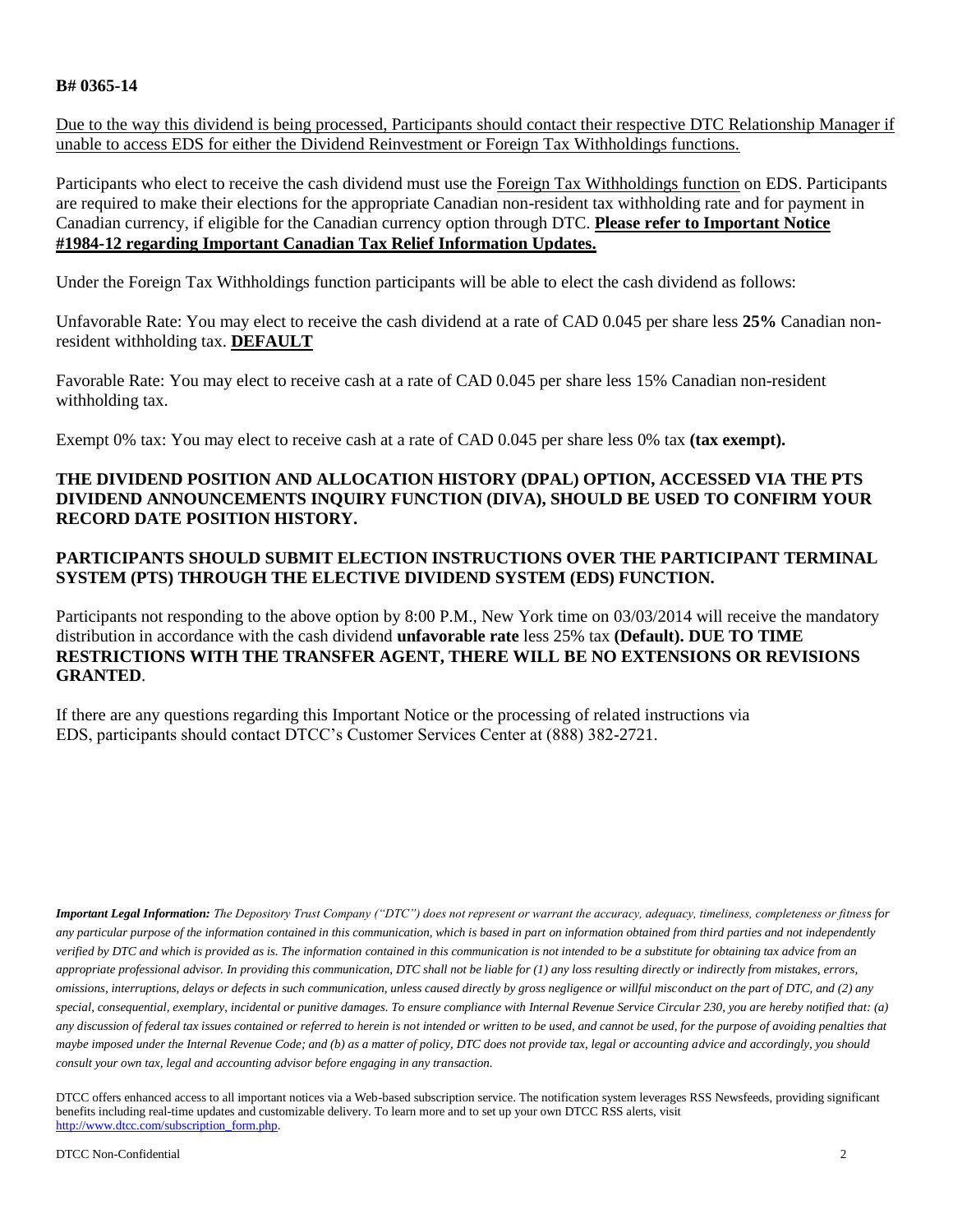**B# 0365-14**

Due to the way this dividend is being processed, Participants should contact their respective DTC Relationship Manager if unable to access EDS for either the Dividend Reinvestment or Foreign Tax Withholdings functions.

Participants who elect to receive the cash dividend must use the Foreign Tax Withholdings function on EDS. Participants are required to make their elections for the appropriate Canadian non-resident tax withholding rate and for payment in Canadian currency, if eligible for the Canadian currency option through DTC. **Please refer to Important Notice #1984-12 regarding Important Canadian Tax Relief Information Updates.**

Under the Foreign Tax Withholdings function participants will be able to elect the cash dividend as follows:

Unfavorable Rate: You may elect to receive the cash dividend at a rate of CAD 0.045 per share less **25%** Canadian non-resident withholding tax. **DEFAULT**

Favorable Rate: You may elect to receive cash at a rate of CAD 0.045 per share less 15% Canadian non-resident withholding tax.

Exempt 0% tax: You may elect to receive cash at a rate of CAD 0.045 per share less 0% tax **(tax exempt).**

**THE DIVIDEND POSITION AND ALLOCATION HISTORY (DPAL) OPTION, ACCESSED VIA THE PTS DIVIDEND ANNOUNCEMENTS INQUIRY FUNCTION (DIVA), SHOULD BE USED TO CONFIRM YOUR RECORD DATE POSITION HISTORY.**

**PARTICIPANTS SHOULD SUBMIT ELECTION INSTRUCTIONS OVER THE PARTICIPANT TERMINAL SYSTEM (PTS) THROUGH THE ELECTIVE DIVIDEND SYSTEM (EDS) FUNCTION.**

Participants not responding to the above option by 8:00 P.M., New York time on 03/03/2014 will receive the mandatory distribution in accordance with the cash dividend **unfavorable rate** less 25% tax **(Default). DUE TO TIME RESTRICTIONS WITH THE TRANSFER AGENT, THERE WILL BE NO EXTENSIONS OR REVISIONS GRANTED**.

If there are any questions regarding this Important Notice or the processing of related instructions via EDS, participants should contact DTCC's Customer Services Center at (888) 382-2721.

***Important Legal Information:*** *The Depository Trust Company ("DTC") does not represent or warrant the accuracy, adequacy, timeliness, completeness or fitness for any particular purpose of the information contained in this communication, which is based in part on information obtained from third parties and not independently verified by DTC and which is provided as is. The information contained in this communication is not intended to be a substitute for obtaining tax advice from an appropriate professional advisor. In providing this communication, DTC shall not be liable for (1) any loss resulting directly or indirectly from mistakes, errors, omissions, interruptions, delays or defects in such communication, unless caused directly by gross negligence or willful misconduct on the part of DTC, and (2) any special, consequential, exemplary, incidental or punitive damages. To ensure compliance with Internal Revenue Service Circular 230, you are hereby notified that: (a) any discussion of federal tax issues contained or referred to herein is not intended or written to be used, and cannot be used, for the purpose of avoiding penalties that maybe imposed under the Internal Revenue Code; and (b) as a matter of policy, DTC does not provide tax, legal or accounting advice and accordingly, you should consult your own tax, legal and accounting advisor before engaging in any transaction.*

DTCC offers enhanced access to all important notices via a Web-based subscription service. The notification system leverages RSS Newsfeeds, providing significant benefits including real-time updates and customizable delivery. To learn more and to set up your own DTCC RSS alerts, visit http://www.dtcc.com/subscription_form.php.

DTCC Non-Confidential